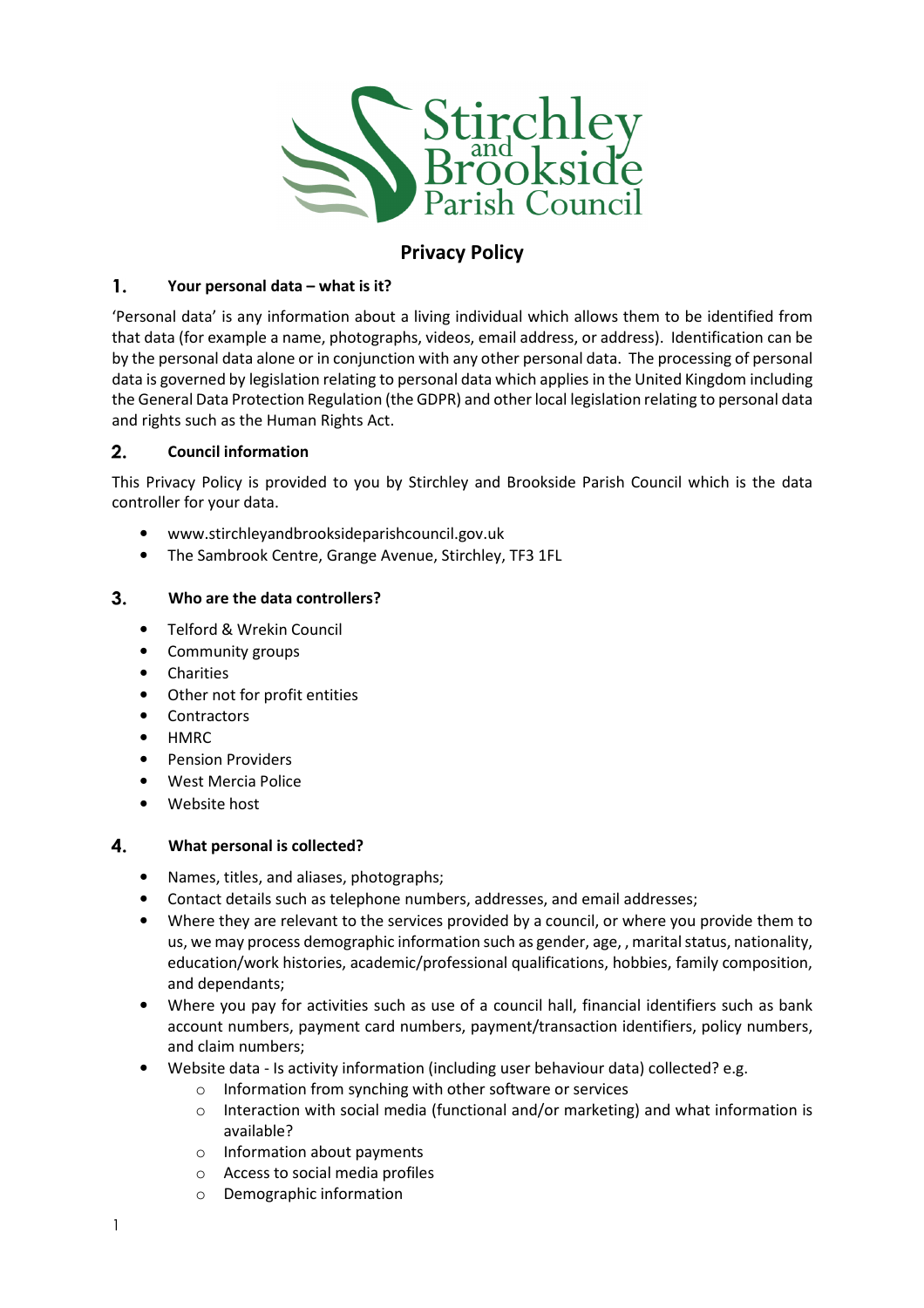Stirchley and Brookside Parish Council

# Privacy Policy

## 1. Your personal data – what is it?

'Personal data' is any information about a living individual which allows them to be identified from that data (for example a name, photographs, videos, email address, or address). Identification can be by the personal data alone or in conjunction with any other personal data. The processing of personal data is governed by legislation relating to personal data which applies in the United Kingdom including the General Data Protection Regulation (the GDPR) and other local legislation relating to personal data and rights such as the Human Rights Act.

## 2. Council information

This Privacy Policy is provided to you by Stirchley and Brookside Parish Council which is the data controller for your data.

- www.stirchleyandbrooksideparishcouncil.gov.uk
- The Sambrook Centre, Grange Avenue, Stirchley, TF3 1FL

## 3. Who are the data controllers?

- Telford & Wrekin Council
- Community groups
- Charities
- Other not for profit entities
- Contractors
- HMRC
- Pension Providers
- West Mercia Police
- Website host

## 4. What personal is collected?

- Names, titles, and aliases, photographs;
- Contact details such as telephone numbers, addresses, and email addresses;
- Where they are relevant to the services provided by a council, or where you provide them to us, we may process demographic information such as gender, age, , marital status, nationality, education/work histories, academic/professional qualifications, hobbies, family composition, and dependants;
- Where you pay for activities such as use of a council hall, financial identifiers such as bank account numbers, payment card numbers, payment/transaction identifiers, policy numbers, and claim numbers;
- Website data - Is activity information (including user behaviour data) collected? e.g.
    - Information from synching with other software or services
    - Interaction with social media (functional and/or marketing) and what information is available?
    - Information about payments
    - Access to social media profiles
    - Demographic information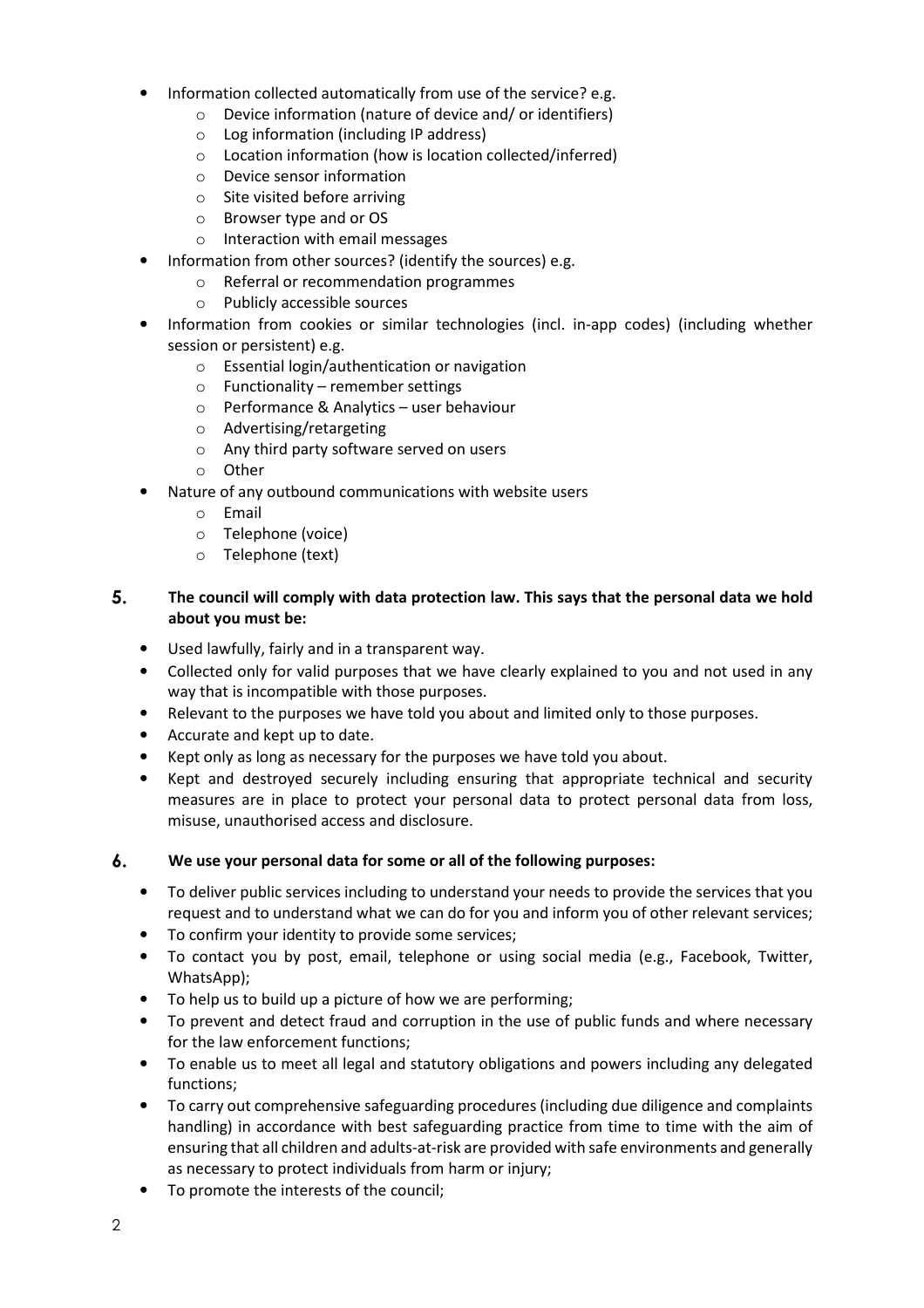- Information collected automatically from use of the service? e.g.
  - Device information (nature of device and/ or identifiers)
  - Log information (including IP address)
  - Location information (how is location collected/inferred)
  - Device sensor information
  - Site visited before arriving
  - Browser type and or OS
  - Interaction with email messages
- Information from other sources? (identify the sources) e.g.
  - Referral or recommendation programmes
  - Publicly accessible sources
- Information from cookies or similar technologies (incl. in-app codes) (including whether session or persistent) e.g.
  - Essential login/authentication or navigation
  - Functionality – remember settings
  - Performance & Analytics – user behaviour
  - Advertising/retargeting
  - Any third party software served on users
  - Other
- Nature of any outbound communications with website users
  - Email
  - Telephone (voice)
  - Telephone (text)

## 5. The council will comply with data protection law. This says that the personal data we hold about you must be:

- Used lawfully, fairly and in a transparent way.
- Collected only for valid purposes that we have clearly explained to you and not used in any way that is incompatible with those purposes.
- Relevant to the purposes we have told you about and limited only to those purposes.
- Accurate and kept up to date.
- Kept only as long as necessary for the purposes we have told you about.
- Kept and destroyed securely including ensuring that appropriate technical and security measures are in place to protect your personal data to protect personal data from loss, misuse, unauthorised access and disclosure.

## 6. We use your personal data for some or all of the following purposes:

- To deliver public services including to understand your needs to provide the services that you request and to understand what we can do for you and inform you of other relevant services;
- To confirm your identity to provide some services;
- To contact you by post, email, telephone or using social media (e.g., Facebook, Twitter, WhatsApp);
- To help us to build up a picture of how we are performing;
- To prevent and detect fraud and corruption in the use of public funds and where necessary for the law enforcement functions;
- To enable us to meet all legal and statutory obligations and powers including any delegated functions;
- To carry out comprehensive safeguarding procedures (including due diligence and complaints handling) in accordance with best safeguarding practice from time to time with the aim of ensuring that all children and adults-at-risk are provided with safe environments and generally as necessary to protect individuals from harm or injury;
- To promote the interests of the council;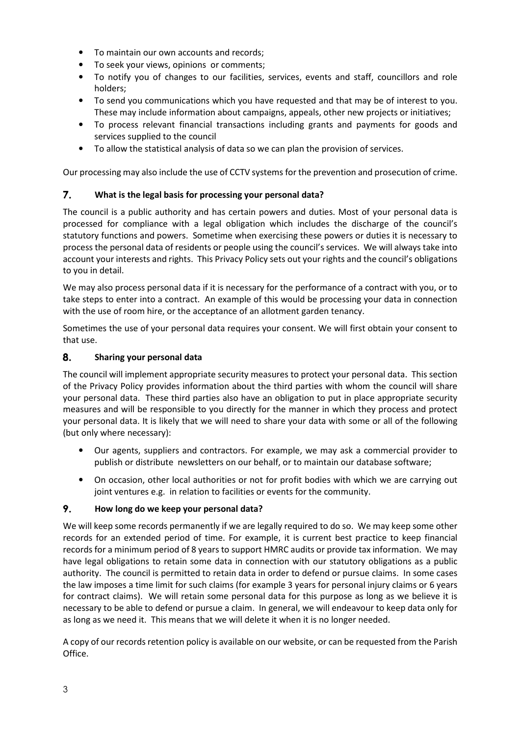- To maintain our own accounts and records;
- To seek your views, opinions or comments;
- To notify you of changes to our facilities, services, events and staff, councillors and role holders;
- To send you communications which you have requested and that may be of interest to you. These may include information about campaigns, appeals, other new projects or initiatives;
- To process relevant financial transactions including grants and payments for goods and services supplied to the council
- To allow the statistical analysis of data so we can plan the provision of services.

Our processing may also include the use of CCTV systems for the prevention and prosecution of crime.

## 7. What is the legal basis for processing your personal data?

The council is a public authority and has certain powers and duties. Most of your personal data is processed for compliance with a legal obligation which includes the discharge of the council's statutory functions and powers. Sometime when exercising these powers or duties it is necessary to process the personal data of residents or people using the council's services. We will always take into account your interests and rights. This Privacy Policy sets out your rights and the council's obligations to you in detail.

We may also process personal data if it is necessary for the performance of a contract with you, or to take steps to enter into a contract. An example of this would be processing your data in connection with the use of room hire, or the acceptance of an allotment garden tenancy.

Sometimes the use of your personal data requires your consent. We will first obtain your consent to that use.

## 8. Sharing your personal data

The council will implement appropriate security measures to protect your personal data. This section of the Privacy Policy provides information about the third parties with whom the council will share your personal data. These third parties also have an obligation to put in place appropriate security measures and will be responsible to you directly for the manner in which they process and protect your personal data. It is likely that we will need to share your data with some or all of the following (but only where necessary):

- Our agents, suppliers and contractors. For example, we may ask a commercial provider to publish or distribute newsletters on our behalf, or to maintain our database software;
- On occasion, other local authorities or not for profit bodies with which we are carrying out joint ventures e.g. in relation to facilities or events for the community.

## 9. How long do we keep your personal data?

We will keep some records permanently if we are legally required to do so. We may keep some other records for an extended period of time. For example, it is current best practice to keep financial records for a minimum period of 8 years to support HMRC audits or provide tax information. We may have legal obligations to retain some data in connection with our statutory obligations as a public authority. The council is permitted to retain data in order to defend or pursue claims. In some cases the law imposes a time limit for such claims (for example 3 years for personal injury claims or 6 years for contract claims). We will retain some personal data for this purpose as long as we believe it is necessary to be able to defend or pursue a claim. In general, we will endeavour to keep data only for as long as we need it. This means that we will delete it when it is no longer needed.

A copy of our records retention policy is available on our website, or can be requested from the Parish Office.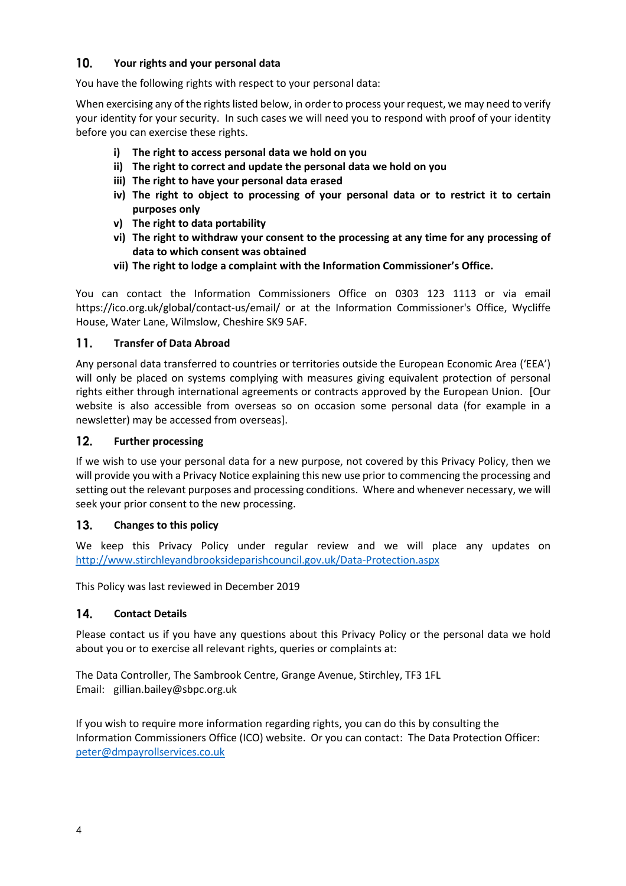## 10. Your rights and your personal data

You have the following rights with respect to your personal data:

When exercising any of the rights listed below, in order to process your request, we may need to verify your identity for your security. In such cases we will need you to respond with proof of your identity before you can exercise these rights.

- **i) The right to access personal data we hold on you**
- **ii) The right to correct and update the personal data we hold on you**
- **iii) The right to have your personal data erased**
- **iv) The right to object to processing of your personal data or to restrict it to certain purposes only**
- **v) The right to data portability**
- **vi) The right to withdraw your consent to the processing at any time for any processing of data to which consent was obtained**
- **vii) The right to lodge a complaint with the Information Commissioner's Office.**

You can contact the Information Commissioners Office on 0303 123 1113 or via email https://ico.org.uk/global/contact-us/email/ or at the Information Commissioner's Office, Wycliffe House, Water Lane, Wilmslow, Cheshire SK9 5AF.

## 11. Transfer of Data Abroad

Any personal data transferred to countries or territories outside the European Economic Area ('EEA') will only be placed on systems complying with measures giving equivalent protection of personal rights either through international agreements or contracts approved by the European Union. [Our website is also accessible from overseas so on occasion some personal data (for example in a newsletter) may be accessed from overseas].

## 12. Further processing

If we wish to use your personal data for a new purpose, not covered by this Privacy Policy, then we will provide you with a Privacy Notice explaining this new use prior to commencing the processing and setting out the relevant purposes and processing conditions. Where and whenever necessary, we will seek your prior consent to the new processing.

## 13. Changes to this policy

We keep this Privacy Policy under regular review and we will place any updates on [http://www.stirchleyandbrooksideparishcouncil.gov.uk/Data-Protection.aspx](http://www.stirchleyandbrooksideparishcouncil.gov.uk/Data-Protection.aspx)

This Policy was last reviewed in December 2019

## 14. Contact Details

Please contact us if you have any questions about this Privacy Policy or the personal data we hold about you or to exercise all relevant rights, queries or complaints at:

The Data Controller, The Sambrook Centre, Grange Avenue, Stirchley, TF3 1FL
Email: gillian.bailey@sbpc.org.uk

If you wish to require more information regarding rights, you can do this by consulting the Information Commissioners Office (ICO) website. Or you can contact: The Data Protection Officer: [peter@dmpayrollservices.co.uk](mailto:peter@dmpayrollservices.co.uk)